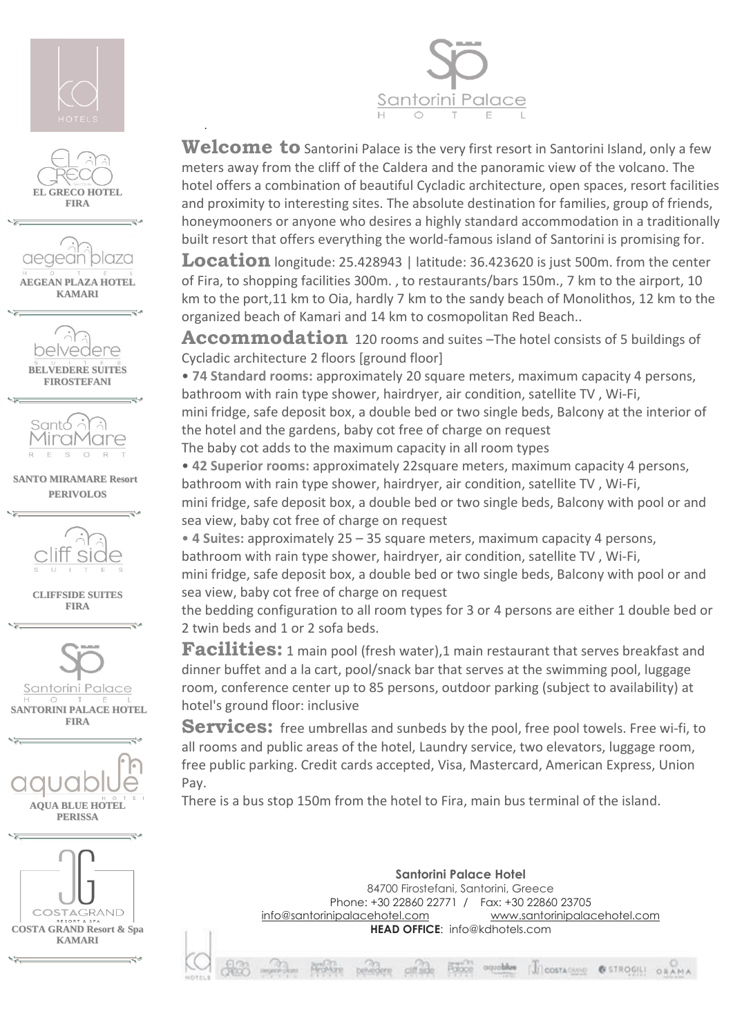Santorini Palace HOTEL

EL GRECO HOTEL FIRA

AEGEAN PLAZA HOTEL KAMARI

BELVEDERE SUITES FIROSTEFANI

SANTO MIRAMARE Resort PERIVOLOS

CLIFFSIDE SUITES FIRA

SANTORINI PALACE HOTEL FIRA

AQUA BLUE HOTEL PERISSA

COSTA GRAND Resort & Spa KAMARI

**Welcome to** Santorini Palace is the very first resort in Santorini Island, only a few meters away from the cliff of the Caldera and the panoramic view of the volcano. The hotel offers a combination of beautiful Cycladic architecture, open spaces, resort facilities and proximity to interesting sites. The absolute destination for families, group of friends, honeymooners or anyone who desires a highly standard accommodation in a traditionally built resort that offers everything the world-famous island of Santorini is promising for.

**Location** longitude: 25.428943 | latitude: 36.423620 is just 500m. from the center of Fira, to shopping facilities 300m. , to restaurants/bars 150m., 7 km to the airport, 10 km to the port,11 km to Oia, hardly 7 km to the sandy beach of Monolithos, 12 km to the organized beach of Kamari and 14 km to cosmopolitan Red Beach..

**Accommodation** 120 rooms and suites –The hotel consists of 5 buildings of Cycladic architecture 2 floors [ground floor]

- **74 Standard rooms:** approximately 20 square meters, maximum capacity 4 persons, bathroom with rain type shower, hairdryer, air condition, satellite TV , Wi-Fi, mini fridge, safe deposit box, a double bed or two single beds, Balcony at the interior of the hotel and the gardens, baby cot free of charge on request

The baby cot adds to the maximum capacity in all room types

- **42 Superior rooms:** approximately 22square meters, maximum capacity 4 persons, bathroom with rain type shower, hairdryer, air condition, satellite TV , Wi-Fi, mini fridge, safe deposit box, a double bed or two single beds, Balcony with pool or and sea view, baby cot free of charge on request
- **4 Suites:** approximately 25 – 35 square meters, maximum capacity 4 persons, bathroom with rain type shower, hairdryer, air condition, satellite TV , Wi-Fi, mini fridge, safe deposit box, a double bed or two single beds, Balcony with pool or and sea view, baby cot free of charge on request

the bedding configuration to all room types for 3 or 4 persons are either 1 double bed or 2 twin beds and 1 or 2 sofa beds.

**Facilities:** 1 main pool (fresh water),1 main restaurant that serves breakfast and dinner buffet and a la cart, pool/snack bar that serves at the swimming pool, luggage room, conference center up to 85 persons, outdoor parking (subject to availability) at hotel's ground floor: inclusive

**Services:** free umbrellas and sunbeds by the pool, free pool towels. Free wi-fi, to all rooms and public areas of the hotel, Laundry service, two elevators, luggage room, free public parking. Credit cards accepted, Visa, Mastercard, American Express, Union Pay.

There is a bus stop 150m from the hotel to Fira, main bus terminal of the island.

**Santorini Palace Hotel**
84700 Firostefani, Santorini, Greece
Phone: +30 22860 22771 / Fax: +30 22860 23705
info@santorinipalacehotel.com www.santorinipalacehotel.com
**HEAD OFFICE**: info@kdhotels.com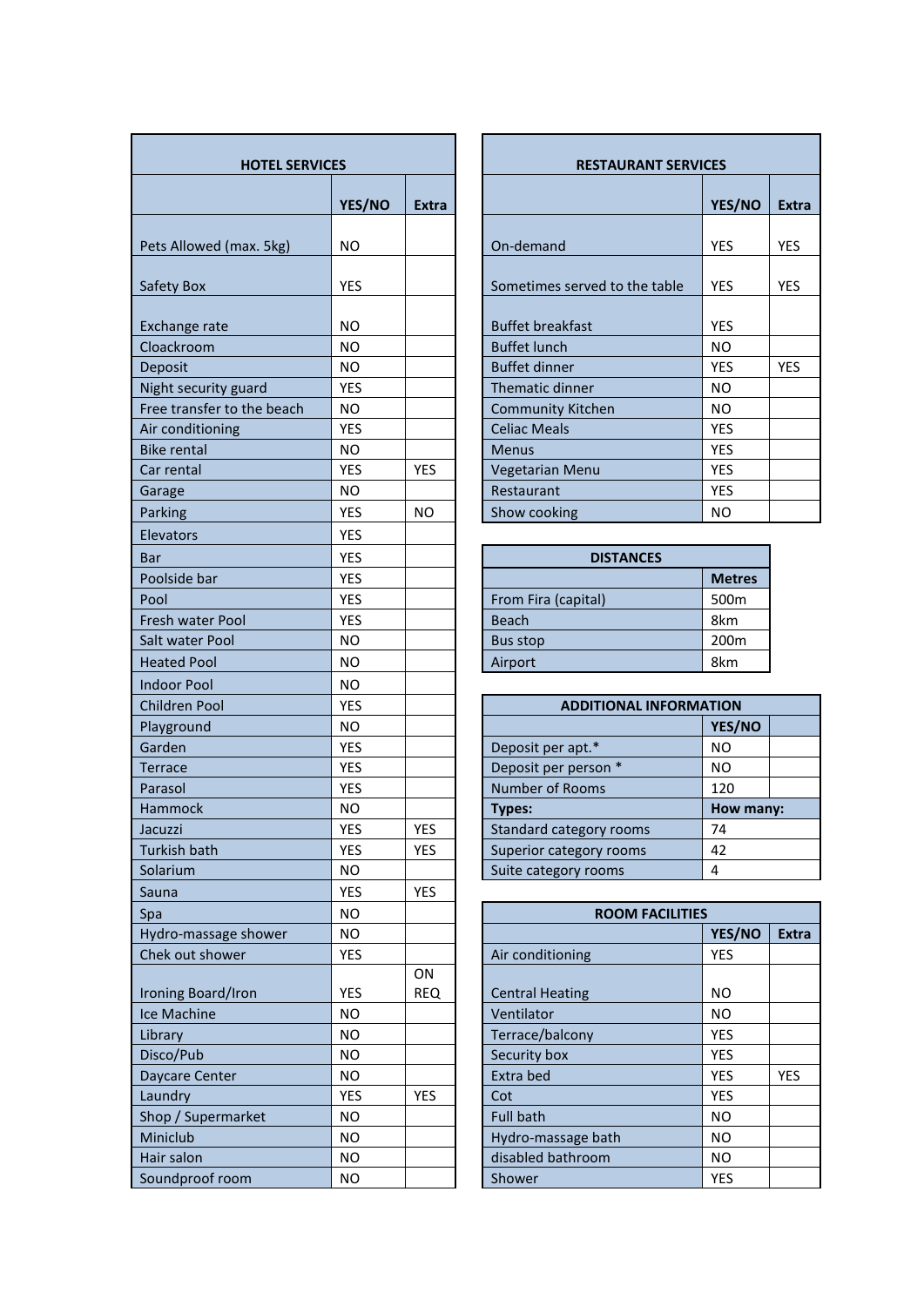| HOTEL SERVICES | | |
|---|---|---|
| | YES/NO | Extra |
| Pets Allowed (max. 5kg) | NO | |
| Safety Box | YES | |
| Exchange rate | NO | |
| Cloackroom | NO | |
| Deposit | NO | |
| Night security guard | YES | |
| Free transfer to the beach | NO | |
| Air conditioning | YES | |
| Bike rental | NO | |
| Car rental | YES | YES |
| Garage | NO | |
| Parking | YES | NO |
| Elevators | YES | |
| Bar | YES | |
| Poolside bar | YES | |
| Pool | YES | |
| Fresh water Pool | YES | |
| Salt water Pool | NO | |
| Heated Pool | NO | |
| Indoor Pool | NO | |
| Children Pool | YES | |
| Playground | NO | |
| Garden | YES | |
| Terrace | YES | |
| Parasol | YES | |
| Hammock | NO | |
| Jacuzzi | YES | YES |
| Turkish bath | YES | YES |
| Solarium | NO | |
| Sauna | YES | YES |
| Spa | NO | |
| Hydro-massage shower | NO | |
| Chek out shower | YES | |
| Ironing Board/Iron | YES | ON REQ |
| Ice Machine | NO | |
| Library | NO | |
| Disco/Pub | NO | |
| Daycare Center | NO | |
| Laundry | YES | YES |
| Shop / Supermarket | NO | |
| Miniclub | NO | |
| Hair salon | NO | |
| Soundproof room | NO | |

| RESTAURANT SERVICES | | |
|---|---|---|
| | YES/NO | Extra |
| On-demand | YES | YES |
| Sometimes served to the table | YES | YES |
| Buffet breakfast | YES | |
| Buffet lunch | NO | |
| Buffet dinner | YES | YES |
| Thematic dinner | NO | |
| Community Kitchen | NO | |
| Celiac Meals | YES | |
| Menus | YES | |
| Vegetarian Menu | YES | |
| Restaurant | YES | |
| Show cooking | NO | |

| DISTANCES | |
|---|---|
| | Metres |
| From Fira (capital) | 500m |
| Beach | 8km |
| Bus stop | 200m |
| Airport | 8km |

| ADDITIONAL INFORMATION | | |
|---|---|---|
| | YES/NO | |
| Deposit per apt.* | NO | |
| Deposit per person * | NO | |
| Number of Rooms | 120 | |
| **Types:** | **How many:** | |
| Standard category rooms | 74 | |
| Superior category rooms | 42 | |
| Suite category rooms | 4 | |

| ROOM FACILITIES | | |
|---|---|---|
| | YES/NO | Extra |
| Air conditioning | YES | |
| Central Heating | NO | |
| Ventilator | NO | |
| Terrace/balcony | YES | |
| Security box | YES | |
| Extra bed | YES | YES |
| Cot | YES | |
| Full bath | NO | |
| Hydro-massage bath | NO | |
| disabled bathroom | NO | |
| Shower | YES | |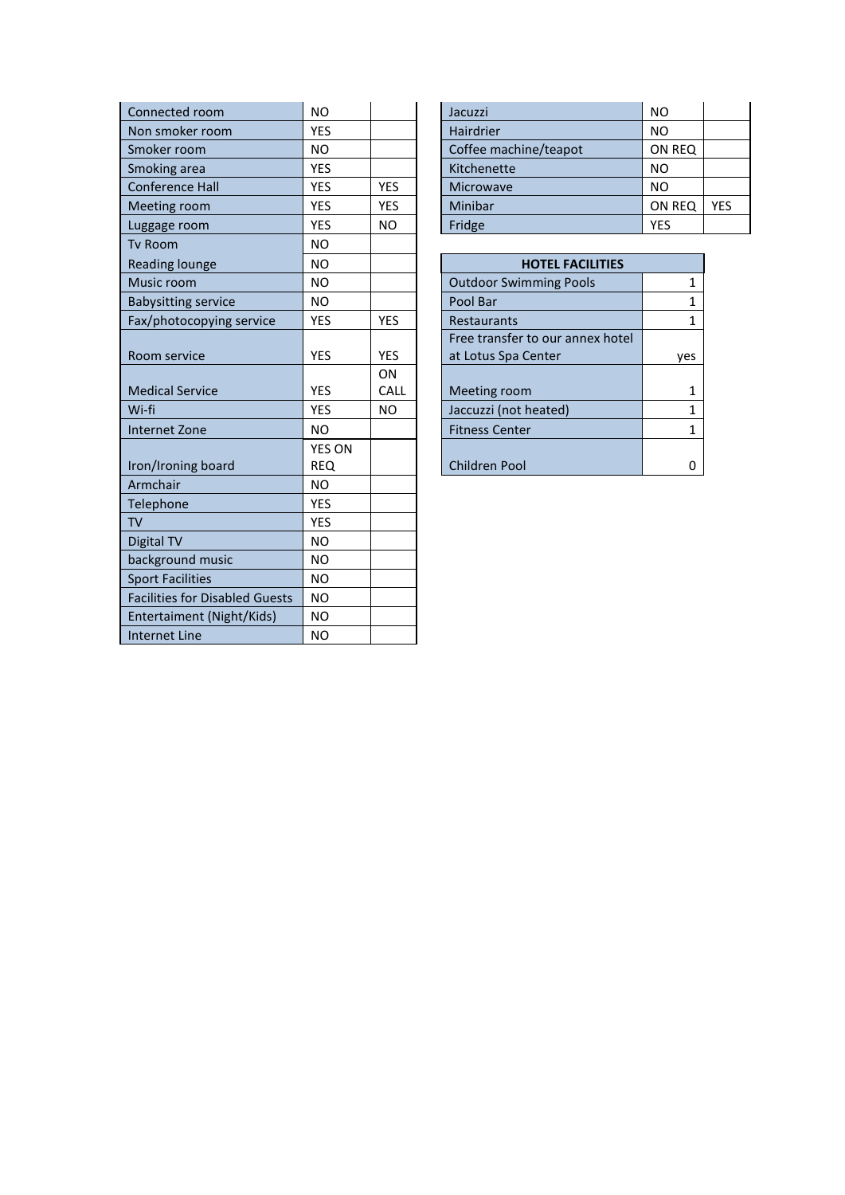| | | |
|---|---|---|
| Connected room | NO | |
| Non smoker room | YES | |
| Smoker room | NO | |
| Smoking area | YES | |
| Conference Hall | YES | YES |
| Meeting room | YES | YES |
| Luggage room | YES | NO |
| Tv Room | NO | |
| Reading lounge | NO | |
| Music room | NO | |
| Babysitting service | NO | |
| Fax/photocopying service | YES | YES |
| Room service | YES | YES |
| Medical Service | YES | ON CALL |
| Wi-fi | YES | NO |
| Internet Zone | NO | |
| Iron/Ironing board | YES ON REQ | |
| Armchair | NO | |
| Telephone | YES | |
| TV | YES | |
| Digital TV | NO | |
| background music | NO | |
| Sport Facilities | NO | |
| Facilities for Disabled Guests | NO | |
| Entertaiment (Night/Kids) | NO | |
| Internet Line | NO | |

| | | |
|---|---|---|
| Jacuzzi | NO | |
| Hairdrier | NO | |
| Coffee machine/teapot | ON REQ | |
| Kitchenette | NO | |
| Microwave | NO | |
| Minibar | ON REQ | YES |
| Fridge | YES | |

| HOTEL FACILITIES | |
|---|---|
| Outdoor Swimming Pools | 1 |
| Pool Bar | 1 |
| Restaurants | 1 |
| Free transfer to our annex hotel at Lotus Spa Center | yes |
| Meeting room | 1 |
| Jaccuzzi (not heated) | 1 |
| Fitness Center | 1 |
| Children Pool | 0 |